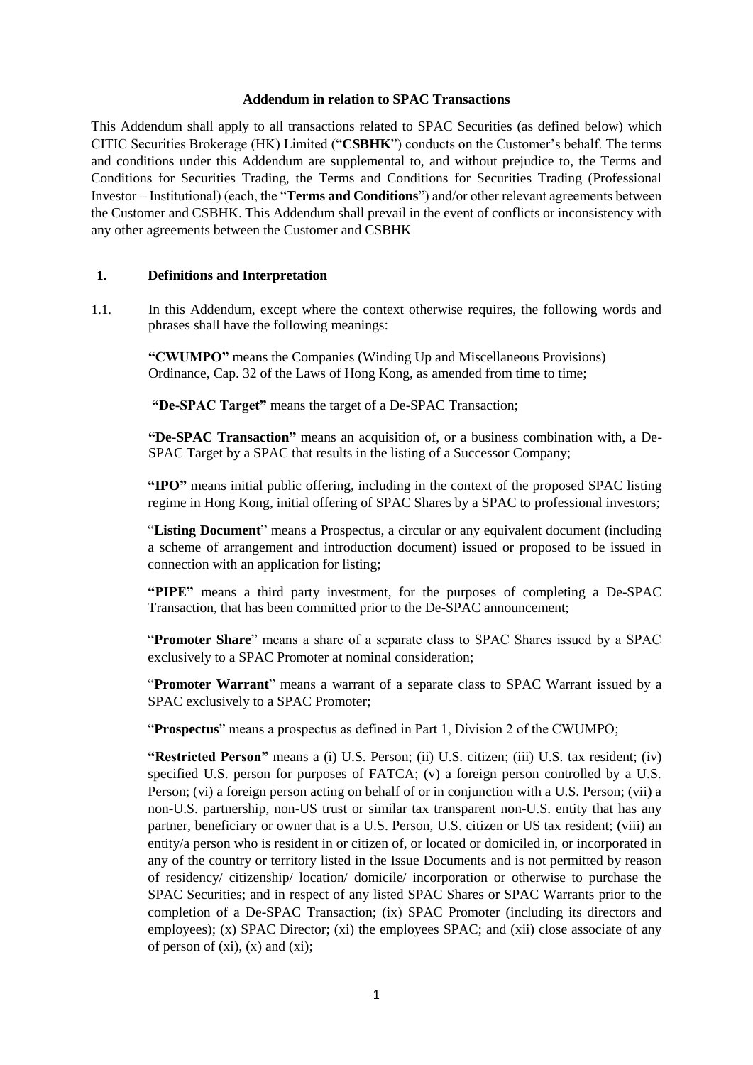**Addendum in relation to SPAC Transactions**

This Addendum shall apply to all transactions related to SPAC Securities (as defined below) which CITIC Securities Brokerage (HK) Limited ("**CSBHK**") conducts on the Customer's behalf. The terms and conditions under this Addendum are supplemental to, and without prejudice to, the Terms and Conditions for Securities Trading, the Terms and Conditions for Securities Trading (Professional Investor – Institutional) (each, the "**Terms and Conditions**") and/or other relevant agreements between the Customer and CSBHK. This Addendum shall prevail in the event of conflicts or inconsistency with any other agreements between the Customer and CSBHK

**1. Definitions and Interpretation**

1.1. In this Addendum, except where the context otherwise requires, the following words and phrases shall have the following meanings:

**"CWUMPO"** means the Companies (Winding Up and Miscellaneous Provisions) Ordinance, Cap. 32 of the Laws of Hong Kong, as amended from time to time;

**"De-SPAC Target"** means the target of a De-SPAC Transaction;

**"De-SPAC Transaction"** means an acquisition of, or a business combination with, a De-SPAC Target by a SPAC that results in the listing of a Successor Company;

**"IPO"** means initial public offering, including in the context of the proposed SPAC listing regime in Hong Kong, initial offering of SPAC Shares by a SPAC to professional investors;

"**Listing Document**" means a Prospectus, a circular or any equivalent document (including a scheme of arrangement and introduction document) issued or proposed to be issued in connection with an application for listing;

**"PIPE"** means a third party investment, for the purposes of completing a De-SPAC Transaction, that has been committed prior to the De-SPAC announcement;

"**Promoter Share**" means a share of a separate class to SPAC Shares issued by a SPAC exclusively to a SPAC Promoter at nominal consideration;

"**Promoter Warrant**" means a warrant of a separate class to SPAC Warrant issued by a SPAC exclusively to a SPAC Promoter;

"**Prospectus**" means a prospectus as defined in Part 1, Division 2 of the CWUMPO;

**"Restricted Person"** means a (i) U.S. Person; (ii) U.S. citizen; (iii) U.S. tax resident; (iv) specified U.S. person for purposes of FATCA; (v) a foreign person controlled by a U.S. Person; (vi) a foreign person acting on behalf of or in conjunction with a U.S. Person; (vii) a non-U.S. partnership, non-US trust or similar tax transparent non-U.S. entity that has any partner, beneficiary or owner that is a U.S. Person, U.S. citizen or US tax resident; (viii) an entity/a person who is resident in or citizen of, or located or domiciled in, or incorporated in any of the country or territory listed in the Issue Documents and is not permitted by reason of residency/ citizenship/ location/ domicile/ incorporation or otherwise to purchase the SPAC Securities; and in respect of any listed SPAC Shares or SPAC Warrants prior to the completion of a De-SPAC Transaction; (ix) SPAC Promoter (including its directors and employees); (x) SPAC Director; (xi) the employees SPAC; and (xii) close associate of any of person of (xi), (x) and (xi);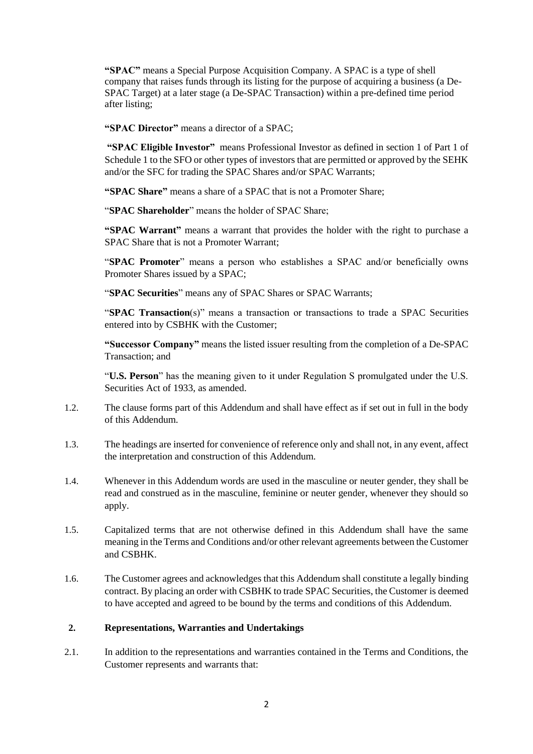**"SPAC"** means a Special Purpose Acquisition Company. A SPAC is a type of shell company that raises funds through its listing for the purpose of acquiring a business (a De-SPAC Target) at a later stage (a De-SPAC Transaction) within a pre-defined time period after listing;

**"SPAC Director"** means a director of a SPAC;

**"SPAC Eligible Investor"** means Professional Investor as defined in section 1 of Part 1 of Schedule 1 to the SFO or other types of investors that are permitted or approved by the SEHK and/or the SFC for trading the SPAC Shares and/or SPAC Warrants;

**"SPAC Share"** means a share of a SPAC that is not a Promoter Share;

"**SPAC Shareholder**" means the holder of SPAC Share;

**"SPAC Warrant"** means a warrant that provides the holder with the right to purchase a SPAC Share that is not a Promoter Warrant;

"**SPAC Promoter**" means a person who establishes a SPAC and/or beneficially owns Promoter Shares issued by a SPAC;

"**SPAC Securities**" means any of SPAC Shares or SPAC Warrants;

"**SPAC Transaction**(s)" means a transaction or transactions to trade a SPAC Securities entered into by CSBHK with the Customer;

**"Successor Company"** means the listed issuer resulting from the completion of a De-SPAC Transaction; and

"**U.S. Person**" has the meaning given to it under Regulation S promulgated under the U.S. Securities Act of 1933, as amended.

1.2. The clause forms part of this Addendum and shall have effect as if set out in full in the body of this Addendum.

1.3. The headings are inserted for convenience of reference only and shall not, in any event, affect the interpretation and construction of this Addendum.

1.4. Whenever in this Addendum words are used in the masculine or neuter gender, they shall be read and construed as in the masculine, feminine or neuter gender, whenever they should so apply.

1.5. Capitalized terms that are not otherwise defined in this Addendum shall have the same meaning in the Terms and Conditions and/or other relevant agreements between the Customer and CSBHK.

1.6. The Customer agrees and acknowledges that this Addendum shall constitute a legally binding contract. By placing an order with CSBHK to trade SPAC Securities, the Customer is deemed to have accepted and agreed to be bound by the terms and conditions of this Addendum.

## 2. Representations, Warranties and Undertakings

2.1. In addition to the representations and warranties contained in the Terms and Conditions, the Customer represents and warrants that: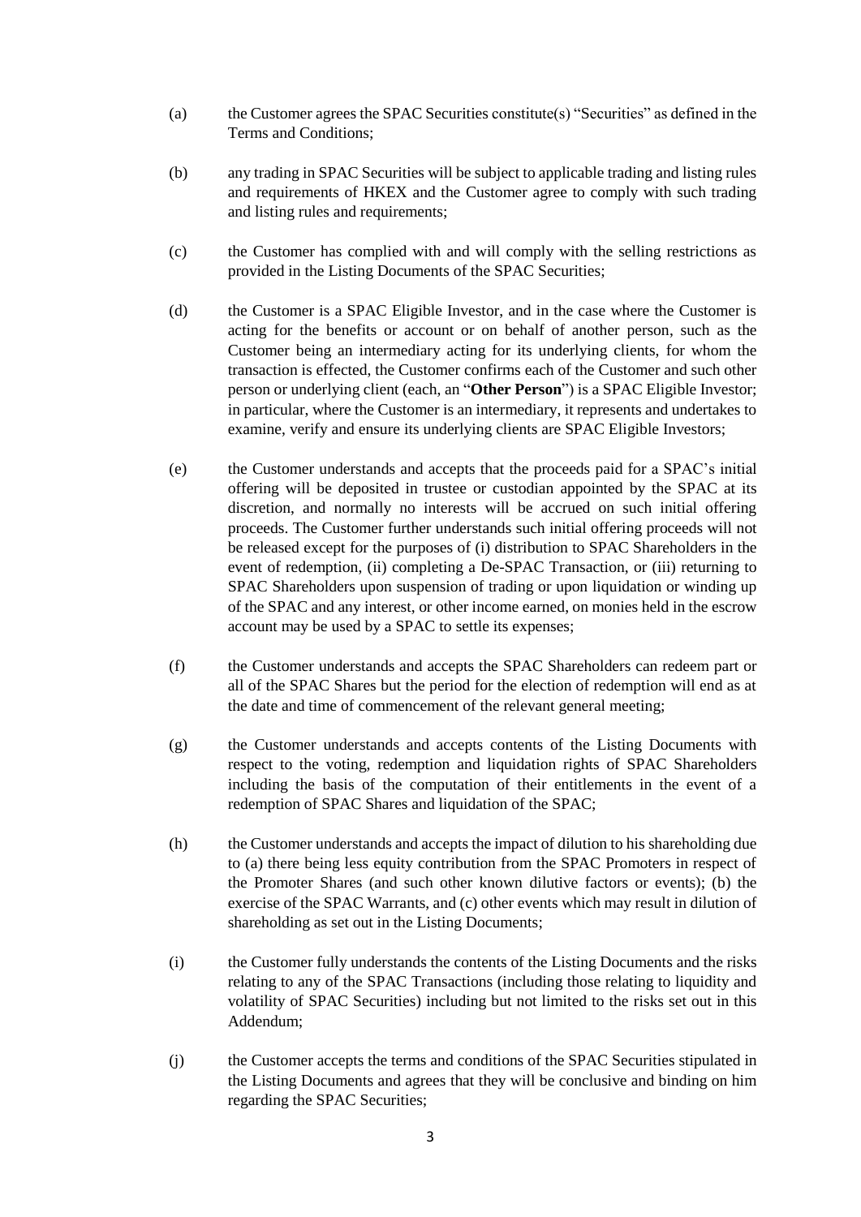(a) the Customer agrees the SPAC Securities constitute(s) "Securities" as defined in the Terms and Conditions;

(b) any trading in SPAC Securities will be subject to applicable trading and listing rules and requirements of HKEX and the Customer agree to comply with such trading and listing rules and requirements;

(c) the Customer has complied with and will comply with the selling restrictions as provided in the Listing Documents of the SPAC Securities;

(d) the Customer is a SPAC Eligible Investor, and in the case where the Customer is acting for the benefits or account or on behalf of another person, such as the Customer being an intermediary acting for its underlying clients, for whom the transaction is effected, the Customer confirms each of the Customer and such other person or underlying client (each, an "**Other Person**") is a SPAC Eligible Investor; in particular, where the Customer is an intermediary, it represents and undertakes to examine, verify and ensure its underlying clients are SPAC Eligible Investors;

(e) the Customer understands and accepts that the proceeds paid for a SPAC's initial offering will be deposited in trustee or custodian appointed by the SPAC at its discretion, and normally no interests will be accrued on such initial offering proceeds. The Customer further understands such initial offering proceeds will not be released except for the purposes of (i) distribution to SPAC Shareholders in the event of redemption, (ii) completing a De-SPAC Transaction, or (iii) returning to SPAC Shareholders upon suspension of trading or upon liquidation or winding up of the SPAC and any interest, or other income earned, on monies held in the escrow account may be used by a SPAC to settle its expenses;

(f) the Customer understands and accepts the SPAC Shareholders can redeem part or all of the SPAC Shares but the period for the election of redemption will end as at the date and time of commencement of the relevant general meeting;

(g) the Customer understands and accepts contents of the Listing Documents with respect to the voting, redemption and liquidation rights of SPAC Shareholders including the basis of the computation of their entitlements in the event of a redemption of SPAC Shares and liquidation of the SPAC;

(h) the Customer understands and accepts the impact of dilution to his shareholding due to (a) there being less equity contribution from the SPAC Promoters in respect of the Promoter Shares (and such other known dilutive factors or events); (b) the exercise of the SPAC Warrants, and (c) other events which may result in dilution of shareholding as set out in the Listing Documents;

(i) the Customer fully understands the contents of the Listing Documents and the risks relating to any of the SPAC Transactions (including those relating to liquidity and volatility of SPAC Securities) including but not limited to the risks set out in this Addendum;

(j) the Customer accepts the terms and conditions of the SPAC Securities stipulated in the Listing Documents and agrees that they will be conclusive and binding on him regarding the SPAC Securities;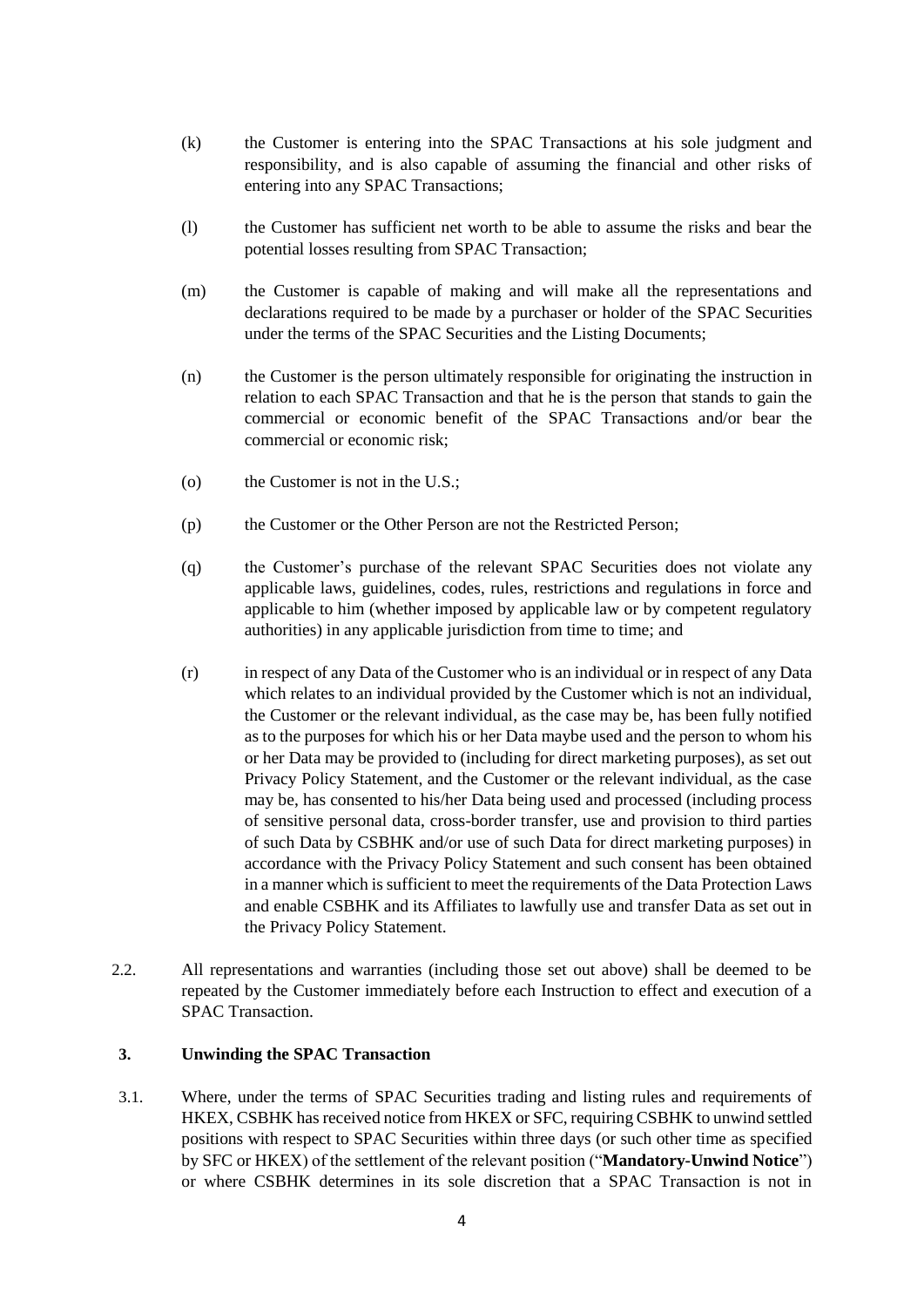(k) the Customer is entering into the SPAC Transactions at his sole judgment and responsibility, and is also capable of assuming the financial and other risks of entering into any SPAC Transactions;

(l) the Customer has sufficient net worth to be able to assume the risks and bear the potential losses resulting from SPAC Transaction;

(m) the Customer is capable of making and will make all the representations and declarations required to be made by a purchaser or holder of the SPAC Securities under the terms of the SPAC Securities and the Listing Documents;

(n) the Customer is the person ultimately responsible for originating the instruction in relation to each SPAC Transaction and that he is the person that stands to gain the commercial or economic benefit of the SPAC Transactions and/or bear the commercial or economic risk;

(o) the Customer is not in the U.S.;

(p) the Customer or the Other Person are not the Restricted Person;

(q) the Customer's purchase of the relevant SPAC Securities does not violate any applicable laws, guidelines, codes, rules, restrictions and regulations in force and applicable to him (whether imposed by applicable law or by competent regulatory authorities) in any applicable jurisdiction from time to time; and

(r) in respect of any Data of the Customer who is an individual or in respect of any Data which relates to an individual provided by the Customer which is not an individual, the Customer or the relevant individual, as the case may be, has been fully notified as to the purposes for which his or her Data maybe used and the person to whom his or her Data may be provided to (including for direct marketing purposes), as set out Privacy Policy Statement, and the Customer or the relevant individual, as the case may be, has consented to his/her Data being used and processed (including process of sensitive personal data, cross-border transfer, use and provision to third parties of such Data by CSBHK and/or use of such Data for direct marketing purposes) in accordance with the Privacy Policy Statement and such consent has been obtained in a manner which is sufficient to meet the requirements of the Data Protection Laws and enable CSBHK and its Affiliates to lawfully use and transfer Data as set out in the Privacy Policy Statement.

2.2. All representations and warranties (including those set out above) shall be deemed to be repeated by the Customer immediately before each Instruction to effect and execution of a SPAC Transaction.

## 3. Unwinding the SPAC Transaction

3.1. Where, under the terms of SPAC Securities trading and listing rules and requirements of HKEX, CSBHK has received notice from HKEX or SFC, requiring CSBHK to unwind settled positions with respect to SPAC Securities within three days (or such other time as specified by SFC or HKEX) of the settlement of the relevant position ("**Mandatory-Unwind Notice**") or where CSBHK determines in its sole discretion that a SPAC Transaction is not in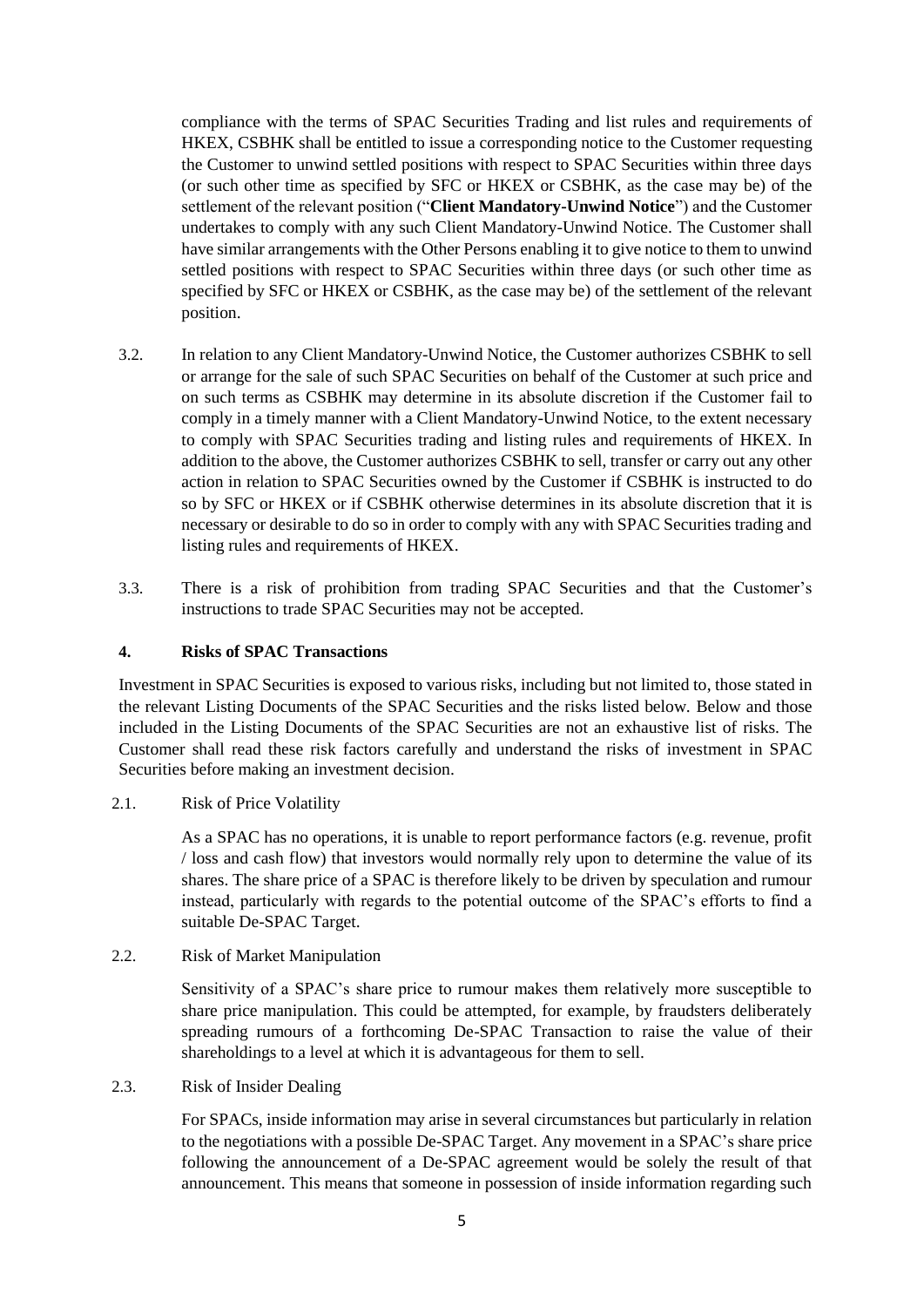compliance with the terms of SPAC Securities Trading and list rules and requirements of HKEX, CSBHK shall be entitled to issue a corresponding notice to the Customer requesting the Customer to unwind settled positions with respect to SPAC Securities within three days (or such other time as specified by SFC or HKEX or CSBHK, as the case may be) of the settlement of the relevant position ("**Client Mandatory-Unwind Notice**") and the Customer undertakes to comply with any such Client Mandatory-Unwind Notice. The Customer shall have similar arrangements with the Other Persons enabling it to give notice to them to unwind settled positions with respect to SPAC Securities within three days (or such other time as specified by SFC or HKEX or CSBHK, as the case may be) of the settlement of the relevant position.

3.2. In relation to any Client Mandatory-Unwind Notice, the Customer authorizes CSBHK to sell or arrange for the sale of such SPAC Securities on behalf of the Customer at such price and on such terms as CSBHK may determine in its absolute discretion if the Customer fail to comply in a timely manner with a Client Mandatory-Unwind Notice, to the extent necessary to comply with SPAC Securities trading and listing rules and requirements of HKEX. In addition to the above, the Customer authorizes CSBHK to sell, transfer or carry out any other action in relation to SPAC Securities owned by the Customer if CSBHK is instructed to do so by SFC or HKEX or if CSBHK otherwise determines in its absolute discretion that it is necessary or desirable to do so in order to comply with any with SPAC Securities trading and listing rules and requirements of HKEX.

3.3. There is a risk of prohibition from trading SPAC Securities and that the Customer's instructions to trade SPAC Securities may not be accepted.

#### 4. Risks of SPAC Transactions

Investment in SPAC Securities is exposed to various risks, including but not limited to, those stated in the relevant Listing Documents of the SPAC Securities and the risks listed below. Below and those included in the Listing Documents of the SPAC Securities are not an exhaustive list of risks. The Customer shall read these risk factors carefully and understand the risks of investment in SPAC Securities before making an investment decision.

2.1. Risk of Price Volatility

As a SPAC has no operations, it is unable to report performance factors (e.g. revenue, profit / loss and cash flow) that investors would normally rely upon to determine the value of its shares. The share price of a SPAC is therefore likely to be driven by speculation and rumour instead, particularly with regards to the potential outcome of the SPAC's efforts to find a suitable De-SPAC Target.

2.2. Risk of Market Manipulation

Sensitivity of a SPAC's share price to rumour makes them relatively more susceptible to share price manipulation. This could be attempted, for example, by fraudsters deliberately spreading rumours of a forthcoming De-SPAC Transaction to raise the value of their shareholdings to a level at which it is advantageous for them to sell.

2.3. Risk of Insider Dealing

For SPACs, inside information may arise in several circumstances but particularly in relation to the negotiations with a possible De-SPAC Target. Any movement in a SPAC's share price following the announcement of a De-SPAC agreement would be solely the result of that announcement. This means that someone in possession of inside information regarding such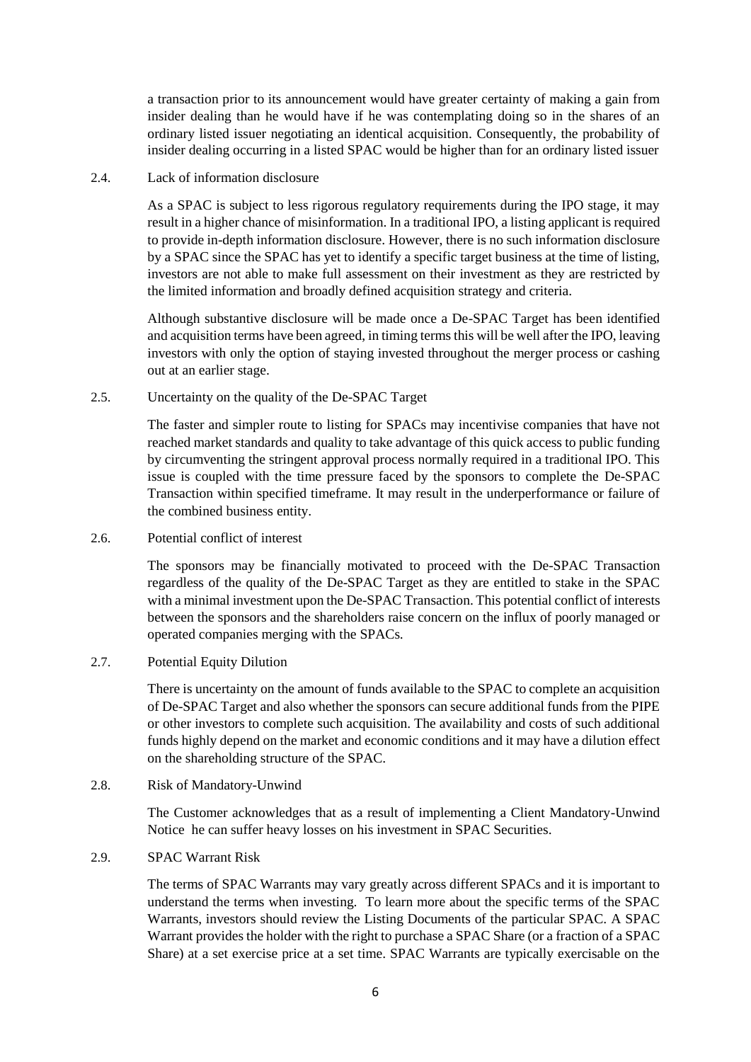a transaction prior to its announcement would have greater certainty of making a gain from insider dealing than he would have if he was contemplating doing so in the shares of an ordinary listed issuer negotiating an identical acquisition. Consequently, the probability of insider dealing occurring in a listed SPAC would be higher than for an ordinary listed issuer

2.4. Lack of information disclosure

As a SPAC is subject to less rigorous regulatory requirements during the IPO stage, it may result in a higher chance of misinformation. In a traditional IPO, a listing applicant is required to provide in-depth information disclosure. However, there is no such information disclosure by a SPAC since the SPAC has yet to identify a specific target business at the time of listing, investors are not able to make full assessment on their investment as they are restricted by the limited information and broadly defined acquisition strategy and criteria.

Although substantive disclosure will be made once a De-SPAC Target has been identified and acquisition terms have been agreed, in timing terms this will be well after the IPO, leaving investors with only the option of staying invested throughout the merger process or cashing out at an earlier stage.

2.5. Uncertainty on the quality of the De-SPAC Target

The faster and simpler route to listing for SPACs may incentivise companies that have not reached market standards and quality to take advantage of this quick access to public funding by circumventing the stringent approval process normally required in a traditional IPO. This issue is coupled with the time pressure faced by the sponsors to complete the De-SPAC Transaction within specified timeframe. It may result in the underperformance or failure of the combined business entity.

2.6. Potential conflict of interest

The sponsors may be financially motivated to proceed with the De-SPAC Transaction regardless of the quality of the De-SPAC Target as they are entitled to stake in the SPAC with a minimal investment upon the De-SPAC Transaction. This potential conflict of interests between the sponsors and the shareholders raise concern on the influx of poorly managed or operated companies merging with the SPACs.

2.7. Potential Equity Dilution

There is uncertainty on the amount of funds available to the SPAC to complete an acquisition of De-SPAC Target and also whether the sponsors can secure additional funds from the PIPE or other investors to complete such acquisition. The availability and costs of such additional funds highly depend on the market and economic conditions and it may have a dilution effect on the shareholding structure of the SPAC.

2.8. Risk of Mandatory-Unwind

The Customer acknowledges that as a result of implementing a Client Mandatory-Unwind Notice he can suffer heavy losses on his investment in SPAC Securities.

2.9. SPAC Warrant Risk

The terms of SPAC Warrants may vary greatly across different SPACs and it is important to understand the terms when investing. To learn more about the specific terms of the SPAC Warrants, investors should review the Listing Documents of the particular SPAC. A SPAC Warrant provides the holder with the right to purchase a SPAC Share (or a fraction of a SPAC Share) at a set exercise price at a set time. SPAC Warrants are typically exercisable on the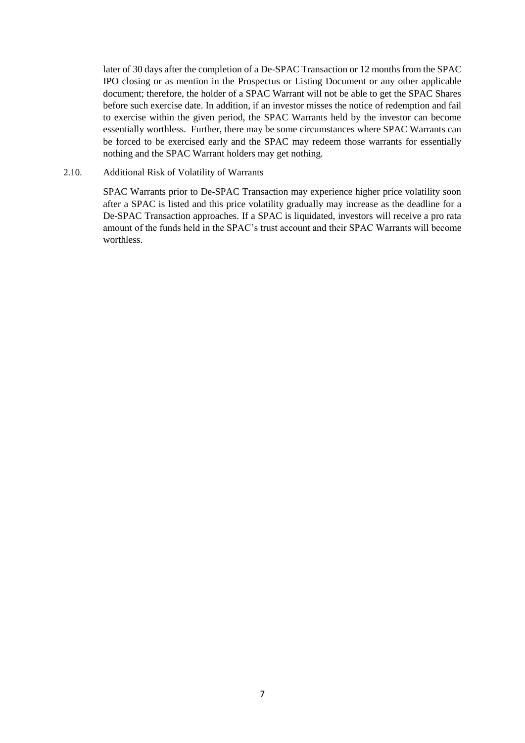later of 30 days after the completion of a De-SPAC Transaction or 12 months from the SPAC IPO closing or as mention in the Prospectus or Listing Document or any other applicable document; therefore, the holder of a SPAC Warrant will not be able to get the SPAC Shares before such exercise date. In addition, if an investor misses the notice of redemption and fail to exercise within the given period, the SPAC Warrants held by the investor can become essentially worthless. Further, there may be some circumstances where SPAC Warrants can be forced to be exercised early and the SPAC may redeem those warrants for essentially nothing and the SPAC Warrant holders may get nothing.

2.10. Additional Risk of Volatility of Warrants

SPAC Warrants prior to De-SPAC Transaction may experience higher price volatility soon after a SPAC is listed and this price volatility gradually may increase as the deadline for a De-SPAC Transaction approaches. If a SPAC is liquidated, investors will receive a pro rata amount of the funds held in the SPAC's trust account and their SPAC Warrants will become worthless.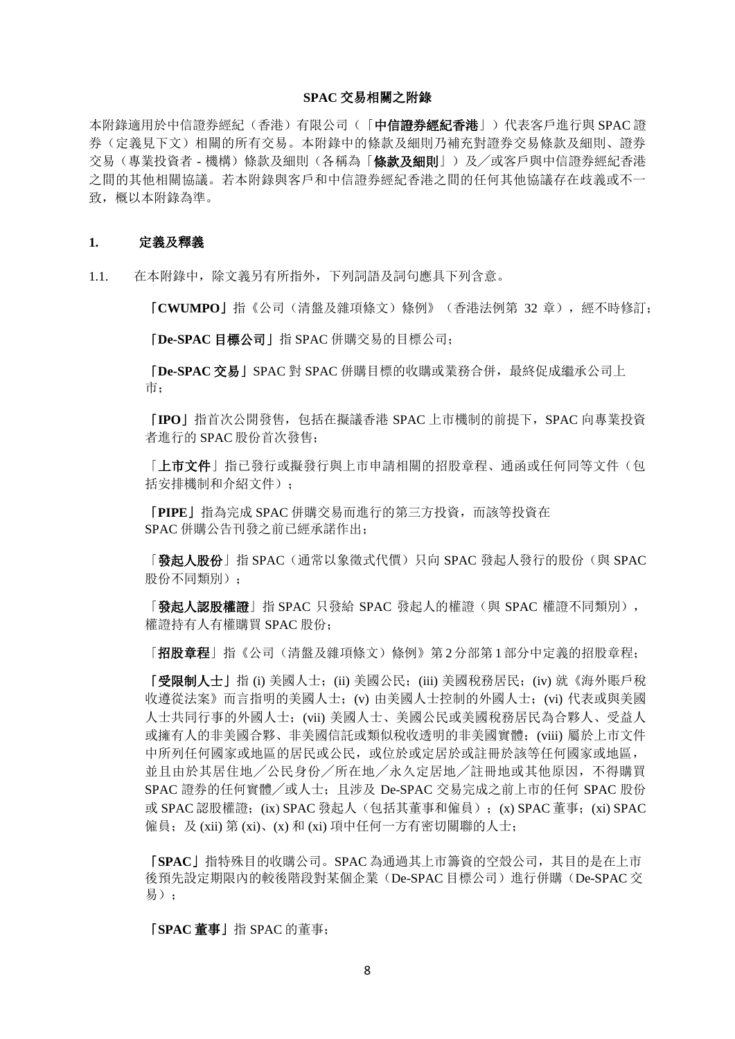**SPAC 交易相關之附錄**

本附錄適用於中信證券經紀（香港）有限公司（「**中信證券經紀香港**」）代表客戶進行與 SPAC 證券（定義見下文）相關的所有交易。本附錄中的條款及細則乃補充對證券交易條款及細則、證券交易（專業投資者 - 機構）條款及細則（各稱為「**條款及細則**」）及／或客戶與中信證券經紀香港之間的其他相關協議。若本附錄與客戶和中信證券經紀香港之間的任何其他協議存在歧義或不一致，概以本附錄為準。

## 1. 定義及釋義

1.1. 在本附錄中，除文義另有所指外，下列詞語及詞句應具下列含意。

「**CWUMPO**」指《公司（清盤及雜項條文）條例》（香港法例第 32 章），經不時修訂；

「**De-SPAC 目標公司**」指 SPAC 併購交易的目標公司；

「**De-SPAC 交易**」SPAC 對 SPAC 併購目標的收購或業務合併，最終促成繼承公司上市；

「**IPO**」指首次公開發售，包括在擬議香港 SPAC 上市機制的前提下，SPAC 向專業投資者進行的 SPAC 股份首次發售；

「**上市文件**」指已發行或擬發行與上市申請相關的招股章程、通函或任何同等文件（包括安排機制和介紹文件）；

「**PIPE**」指為完成 SPAC 併購交易而進行的第三方投資，而該等投資在 SPAC 併購公告刊發之前已經承諾作出；

「**發起人股份**」指 SPAC（通常以象徵式代價）只向 SPAC 發起人發行的股份（與 SPAC 股份不同類別）；

「**發起人認股權證**」指 SPAC 只發給 SPAC 發起人的權證（與 SPAC 權證不同類別），權證持有人有權購買 SPAC 股份；

「**招股章程**」指《公司（清盤及雜項條文）條例》第 2 分部第 1 部分中定義的招股章程；

「**受限制人士**」指 (i) 美國人士；(ii) 美國公民；(iii) 美國稅務居民；(iv) 就《海外賬戶稅收遵從法案》而言指明的美國人士；(v) 由美國人士控制的外國人士；(vi) 代表或與美國人士共同行事的外國人士；(vii) 美國人士、美國公民或美國稅務居民為合夥人、受益人或擁有人的非美國合夥、非美國信託或類似稅收透明的非美國實體；(viii) 屬於上市文件中所列任何國家或地區的居民或公民，或位於或定居於或註冊於該等任何國家或地區，並且由於其居住地／公民身份／所在地／永久定居地／註冊地或其他原因，不得購買 SPAC 證券的任何實體／或人士；且涉及 De-SPAC 交易完成之前上市的任何 SPAC 股份或 SPAC 認股權證；(ix) SPAC 發起人（包括其董事和僱員）；(x) SPAC 董事；(xi) SPAC 僱員；及 (xii) 第 (xi)、(x) 和 (xi) 項中任何一方有密切關聯的人士；

「**SPAC**」指特殊目的收購公司。SPAC 為通過其上市籌資的空殼公司，其目的是在上市後預先設定期限內的較後階段對某個企業（De-SPAC 目標公司）進行併購（De-SPAC 交易）；

「**SPAC 董事**」指 SPAC 的董事；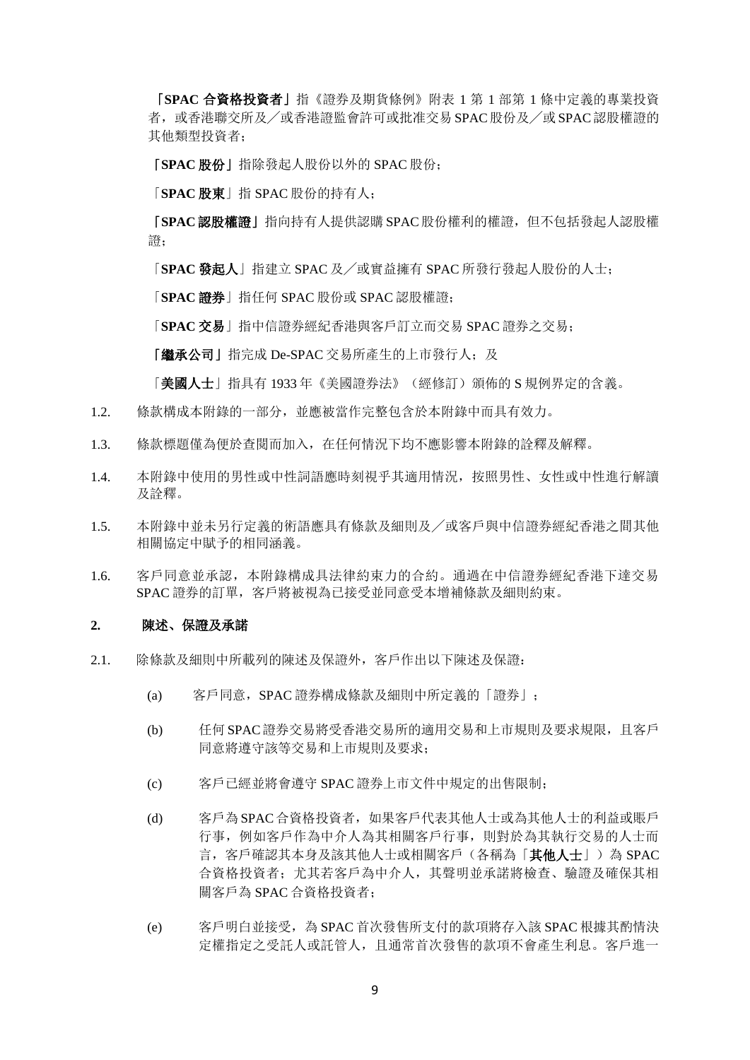**「SPAC 合資格投資者」**指《證券及期貨條例》附表 1 第 1 部第 1 條中定義的專業投資者，或香港聯交所及／或香港證監會許可或批准交易 SPAC 股份及／或 SPAC 認股權證的其他類型投資者；

**「SPAC 股份」**指除發起人股份以外的 SPAC 股份；

「**SPAC 股東**」指 SPAC 股份的持有人；

**「SPAC 認股權證」**指向持有人提供認購 SPAC 股份權利的權證，但不包括發起人認股權證；

「**SPAC 發起人**」指建立 SPAC 及／或實益擁有 SPAC 所發行發起人股份的人士；

「**SPAC 證券**」指任何 SPAC 股份或 SPAC 認股權證；

「**SPAC 交易**」指中信證券經紀香港與客戶訂立而交易 SPAC 證券之交易；

**「繼承公司」**指完成 De-SPAC 交易所產生的上市發行人；及

「**美國人士**」指具有 1933 年《美國證券法》（經修訂）頒佈的 S 規例界定的含義。

1.2. 條款構成本附錄的一部分，並應被當作完整包含於本附錄中而具有效力。

1.3. 條款標題僅為便於查閱而加入，在任何情況下均不應影響本附錄的詮釋及解釋。

1.4. 本附錄中使用的男性或中性詞語應時刻視乎其適用情況，按照男性、女性或中性進行解讀及詮釋。

1.5. 本附錄中並未另行定義的術語應具有條款及細則及／或客戶與中信證券經紀香港之間其他相關協定中賦予的相同涵義。

1.6. 客戶同意並承認，本附錄構成具法律約束力的合約。通過在中信證券經紀香港下達交易 SPAC 證券的訂單，客戶將被視為已接受並同意受本增補條款及細則約束。

## 2. 陳述、保證及承諾

2.1. 除條款及細則中所載列的陳述及保證外，客戶作出以下陳述及保證：

(a) 客戶同意，SPAC 證券構成條款及細則中所定義的「證券」；

(b) 任何 SPAC 證券交易將受香港交易所的適用交易和上市規則及要求規限，且客戶同意將遵守該等交易和上市規則及要求；

(c) 客戶已經並將會遵守 SPAC 證券上市文件中規定的出售限制；

(d) 客戶為 SPAC 合資格投資者，如果客戶代表其他人士或為其他人士的利益或賬戶行事，例如客戶作為中介人為其相關客戶行事，則對於為其執行交易的人士而言，客戶確認其本身及該其他人士或相關客戶（各稱為「**其他人士**」）為 SPAC 合資格投資者；尤其若客戶為中介人，其聲明並承諾將檢查、驗證及確保其相關客戶為 SPAC 合資格投資者；

(e) 客戶明白並接受，為 SPAC 首次發售所支付的款項將存入該 SPAC 根據其酌情決定權指定之受託人或託管人，且通常首次發售的款項不會產生利息。客戶進一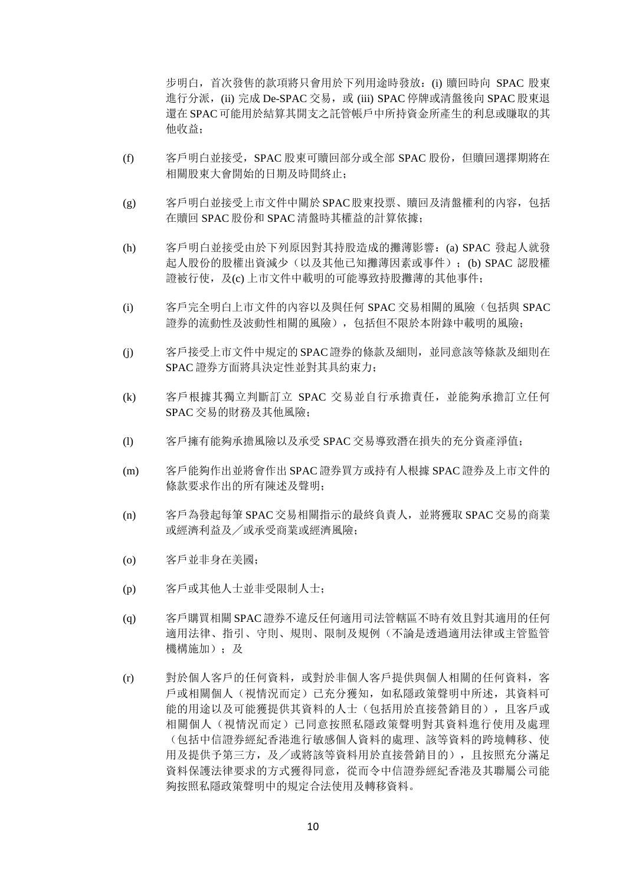步明白，首次發售的款項將只會用於下列用途時發放：(i) 贖回時向 SPAC 股東進行分派，(ii) 完成 De-SPAC 交易，或 (iii) SPAC 停牌或清盤後向 SPAC 股東退還在 SPAC 可能用於結算其開支之託管帳戶中所持資金所產生的利息或賺取的其他收益；

(f) 客戶明白並接受，SPAC 股東可贖回部分或全部 SPAC 股份，但贖回選擇期將在相關股東大會開始的日期及時間終止；

(g) 客戶明白並接受上市文件中關於 SPAC 股東投票、贖回及清盤權利的內容，包括在贖回 SPAC 股份和 SPAC 清盤時其權益的計算依據；

(h) 客戶明白並接受由於下列原因對其持股造成的攤薄影響：(a) SPAC 發起人就發起人股份的股權出資減少（以及其他已知攤薄因素或事件）；(b) SPAC 認股權證被行使，及(c) 上市文件中載明的可能導致持股攤薄的其他事件；

(i) 客戶完全明白上市文件的內容以及與任何 SPAC 交易相關的風險（包括與 SPAC 證券的流動性及波動性相關的風險），包括但不限於本附錄中載明的風險；

(j) 客戶接受上市文件中規定的 SPAC 證券的條款及細則，並同意該等條款及細則在 SPAC 證券方面將具決定性並對其具約束力；

(k) 客戶根據其獨立判斷訂立 SPAC 交易並自行承擔責任，並能夠承擔訂立任何 SPAC 交易的財務及其他風險；

(l) 客戶擁有能夠承擔風險以及承受 SPAC 交易導致潛在損失的充分資產淨值；

(m) 客戶能夠作出並將會作出 SPAC 證券買方或持有人根據 SPAC 證券及上市文件的條款要求作出的所有陳述及聲明；

(n) 客戶為發起每筆 SPAC 交易相關指示的最終負責人，並將獲取 SPAC 交易的商業或經濟利益及／或承受商業或經濟風險；

(o) 客戶並非身在美國；

(p) 客戶或其他人士並非受限制人士；

(q) 客戶購買相關 SPAC 證券不違反任何適用司法管轄區不時有效且對其適用的任何適用法律、指引、守則、規則、限制及規例（不論是透過適用法律或主管監管機構施加）；及

(r) 對於個人客戶的任何資料，或對於非個人客戶提供與個人相關的任何資料，客戶或相關個人（視情況而定）已充分獲知，如私隱政策聲明中所述，其資料可能的用途以及可能獲提供其資料的人士（包括用於直接營銷目的），且客戶或相關個人（視情況而定）已同意按照私隱政策聲明對其資料進行使用及處理（包括中信證券經紀香港進行敏感個人資料的處理、該等資料的跨境轉移、使用及提供予第三方，及／或將該等資料用於直接營銷目的），且按照充分滿足資料保護法律要求的方式獲得同意，從而令中信證券經紀香港及其聯屬公司能夠按照私隱政策聲明中的規定合法使用及轉移資料。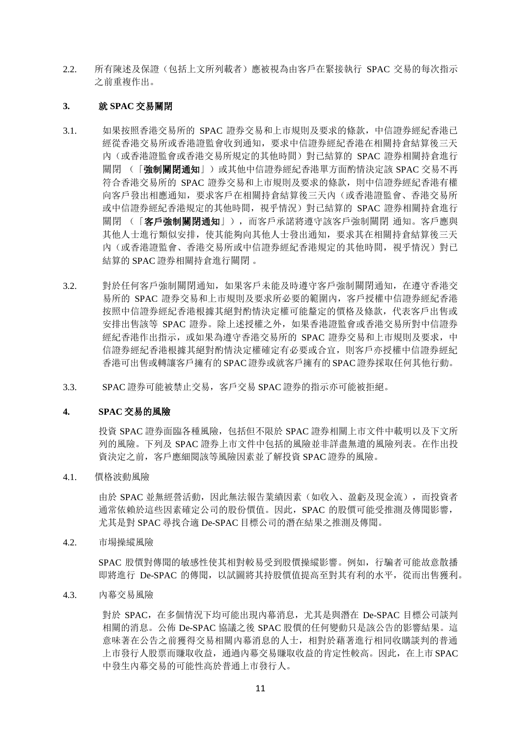2.2. 所有陳述及保證（包括上文所列載者）應被視為由客戶在緊接執行 SPAC 交易的每次指示之前重複作出。

### 3. 就 SPAC 交易關閉

3.1. 如果按照香港交易所的 SPAC 證券交易和上市規則及要求的條款，中信證券經紀香港已經從香港交易所或香港證監會收到通知，要求中信證券經紀香港在相關持倉結算後三天內（或香港證監會或香港交易所規定的其他時間）對已結算的 SPAC 證券相關持倉進行關閉（「**強制關閉通知**」）或其他中信證券經紀香港單方面酌情決定該 SPAC 交易不再符合香港交易所的 SPAC 證券交易和上市規則及要求的條款，則中信證券經紀香港有權向客戶發出相應通知，要求客戶在相關持倉結算後三天內（或香港證監會、香港交易所或中信證券經紀香港規定的其他時間，視乎情況）對已結算的 SPAC 證券相關持倉進行關閉（「**客戶強制關閉通知**」），而客戶承諾將遵守該客戶強制關閉 通知。客戶應與其他人士進行類似安排，使其能夠向其他人士發出通知，要求其在相關持倉結算後三天內（或香港證監會、香港交易所或中信證券經紀香港規定的其他時間，視乎情況）對已結算的 SPAC 證券相關持倉進行關閉。

3.2. 對於任何客戶強制關閉通知，如果客戶未能及時遵守客戶強制關閉通知，在遵守香港交易所的 SPAC 證券交易和上市規則及要求所必要的範圍內，客戶授權中信證券經紀香港按照中信證券經紀香港根據其絕對酌情決定權可能釐定的價格及條款，代表客戶出售或安排出售該等 SPAC 證券。除上述授權之外，如果香港證監會或香港交易所對中信證券經紀香港作出指示，或如果為遵守香港交易所的 SPAC 證券交易和上市規則及要求，中信證券經紀香港根據其絕對酌情決定權確定有必要或合宜，則客戶亦授權中信證券經紀香港可出售或轉讓客戶擁有的SPAC證券或就客戶擁有的SPAC證券採取任何其他行動。

3.3. SPAC 證券可能被禁止交易，客戶交易 SPAC 證券的指示亦可能被拒絕。

### 4. SPAC 交易的風險

投資 SPAC 證券面臨各種風險，包括但不限於 SPAC 證券相關上市文件中載明以及下文所列的風險。下列及 SPAC 證券上市文件中包括的風險並非詳盡無遺的風險列表。在作出投資決定之前，客戶應細閱該等風險因素並了解投資 SPAC 證券的風險。

4.1. 價格波動風險

由於 SPAC 並無經營活動，因此無法報告業績因素（如收入、盈虧及現金流），而投資者通常依賴於這些因素確定公司的股份價值。因此，SPAC 的股價可能受推測及傳聞影響，尤其是對 SPAC 尋找合適 De-SPAC 目標公司的潛在結果之推測及傳聞。

4.2. 市場操縱風險

SPAC 股價對傳聞的敏感性使其相對較易受到股價操縱影響。例如，行騙者可能故意散播即將進行 De-SPAC 的傳聞，以試圖將其持股價值提高至對其有利的水平，從而出售獲利。

4.3. 內幕交易風險

對於 SPAC，在多個情況下均可能出現內幕消息，尤其是與潛在 De-SPAC 目標公司談判相關的消息。公佈 De-SPAC 協議之後 SPAC 股價的任何變動只是該公告的影響結果。這意味著在公告之前獲得交易相關內幕消息的人士，相對於藉著進行相同收購談判的普通上市發行人股票而賺取收益，通過內幕交易賺取收益的肯定性較高。因此，在上市 SPAC 中發生內幕交易的可能性高於普通上市發行人。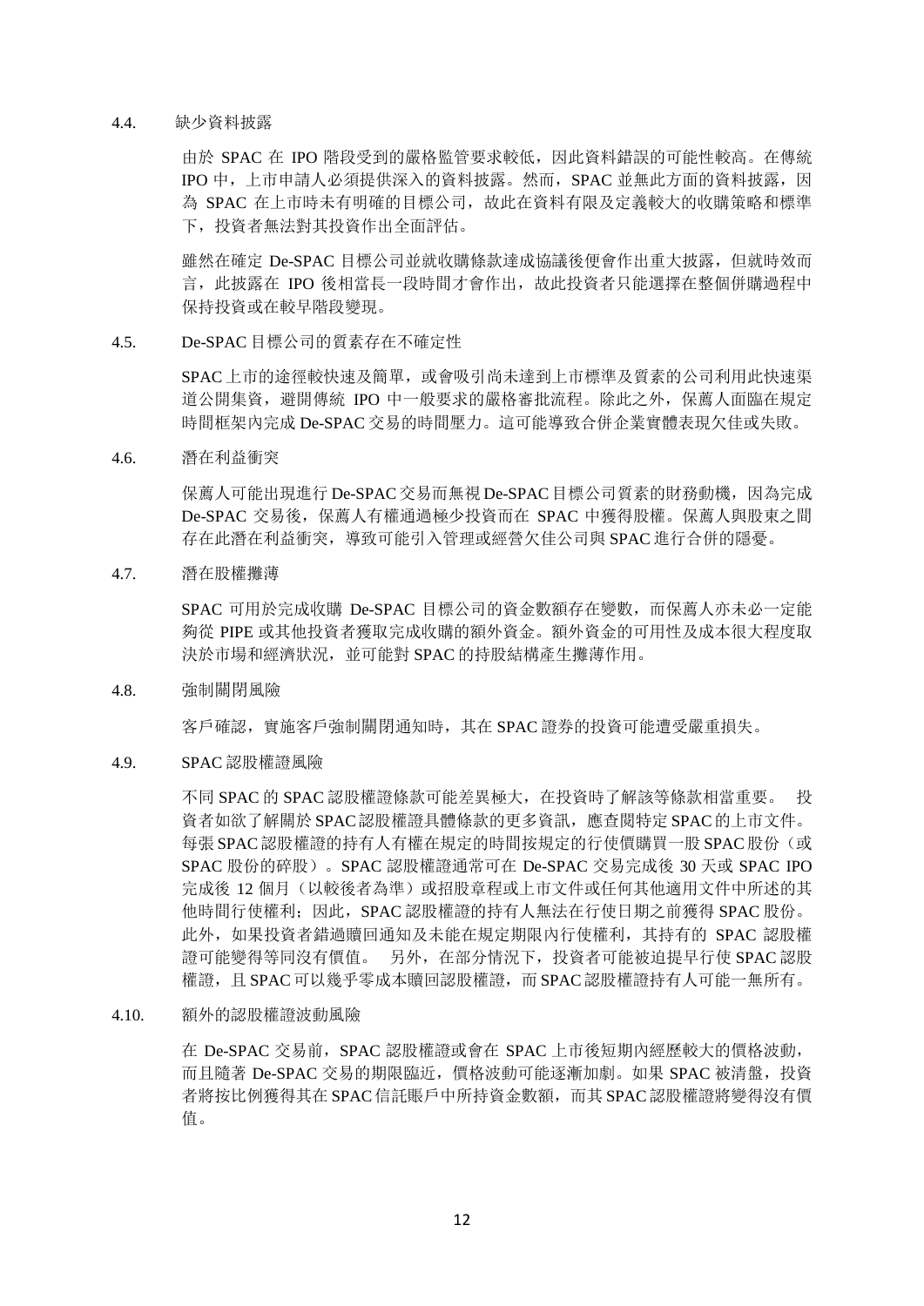4.4. 缺少資料披露

由於 SPAC 在 IPO 階段受到的嚴格監管要求較低，因此資料錯誤的可能性較高。在傳統 IPO 中，上市申請人必須提供深入的資料披露。然而，SPAC 並無此方面的資料披露，因為 SPAC 在上市時未有明確的目標公司，故此在資料有限及定義較大的收購策略和標準下，投資者無法對其投資作出全面評估。

雖然在確定 De-SPAC 目標公司並就收購條款達成協議後便會作出重大披露，但就時效而言，此披露在 IPO 後相當長一段時間才會作出，故此投資者只能選擇在整個併購過程中保持投資或在較早階段變現。

4.5. De-SPAC 目標公司的質素存在不確定性

SPAC 上市的途徑較快速及簡單，或會吸引尚未達到上市標準及質素的公司利用此快速渠道公開集資，避開傳統 IPO 中一般要求的嚴格審批流程。除此之外，保薦人面臨在規定時間框架內完成 De-SPAC 交易的時間壓力。這可能導致合併企業實體表現欠佳或失敗。

4.6. 潛在利益衝突

保薦人可能出現進行 De-SPAC 交易而無視 De-SPAC 目標公司質素的財務動機，因為完成 De-SPAC 交易後，保薦人有權通過極少投資而在 SPAC 中獲得股權。保薦人與股東之間存在此潛在利益衝突，導致可能引入管理或經營欠佳公司與 SPAC 進行合併的隱憂。

4.7. 潛在股權攤薄

SPAC 可用於完成收購 De-SPAC 目標公司的資金數額存在變數，而保薦人亦未必一定能夠從 PIPE 或其他投資者獲取完成收購的額外資金。額外資金的可用性及成本很大程度取決於市場和經濟狀況，並可能對 SPAC 的持股結構產生攤薄作用。

4.8. 強制關閉風險

客戶確認，實施客戶強制關閉通知時，其在 SPAC 證券的投資可能遭受嚴重損失。

4.9. SPAC 認股權證風險

不同 SPAC 的 SPAC 認股權證條款可能差異極大，在投資時了解該等條款相當重要。 投資者如欲了解關於 SPAC 認股權證具體條款的更多資訊，應查閱特定 SPAC 的上市文件。每張 SPAC 認股權證的持有人有權在規定的時間按規定的行使價購買一股 SPAC 股份（或 SPAC 股份的碎股）。SPAC 認股權證通常可在 De-SPAC 交易完成後 30 天或 SPAC IPO 完成後 12 個月（以較後者為準）或招股章程或上市文件或任何其他適用文件中所述的其他時間行使權利；因此，SPAC 認股權證的持有人無法在行使日期之前獲得 SPAC 股份。此外，如果投資者錯過贖回通知及未能在規定期限內行使權利，其持有的 SPAC 認股權證可能變得等同沒有價值。 另外，在部分情況下，投資者可能被迫提早行使 SPAC 認股權證，且 SPAC 可以幾乎零成本贖回認股權證，而 SPAC 認股權證持有人可能一無所有。

4.10. 額外的認股權證波動風險

在 De-SPAC 交易前，SPAC 認股權證或會在 SPAC 上市後短期內經歷較大的價格波動，而且隨著 De-SPAC 交易的期限臨近，價格波動可能逐漸加劇。如果 SPAC 被清盤，投資者將按比例獲得其在 SPAC 信託賬戶中所持資金數額，而其 SPAC 認股權證將變得沒有價值。